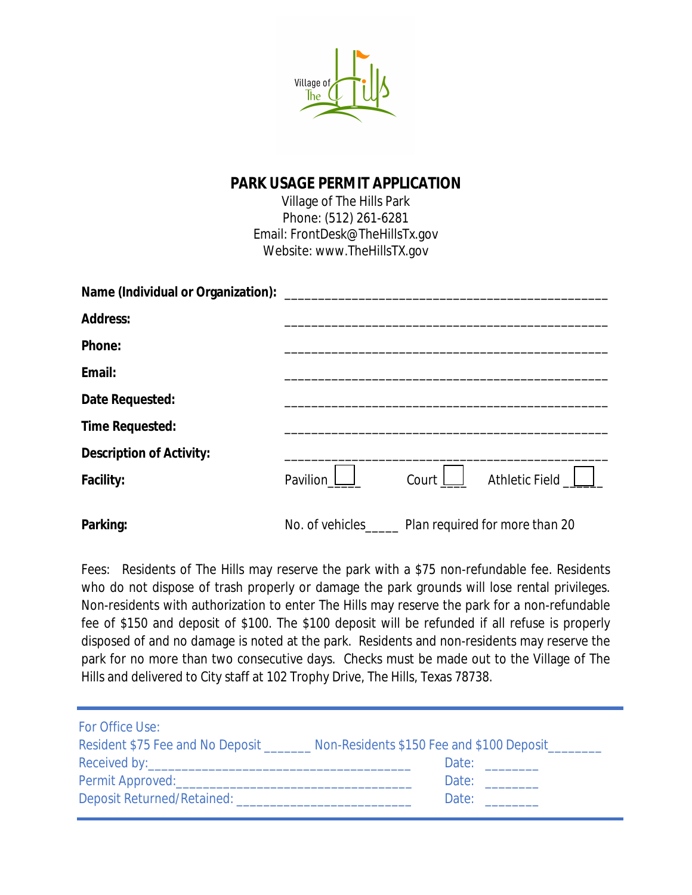Village of The Hills

# PARK USAGE PERMIT APPLICATION

Village of The Hills Park
Phone: (512) 261-6281
Email: FrontDesk@TheHillsTx.gov
Website: www.TheHillsTX.gov

**Name (Individual or Organization):** _______________________________________________

**Address:** _______________________________________________

**Phone:** _______________________________________________

**Email:** _______________________________________________

**Date Requested:** _______________________________________________

**Time Requested:** _______________________________________________

**Description of Activity:** _______________________________________________

**Facility:** Pavilion ☐ Court ☐ Athletic Field ☐

**Parking:** No. of vehicles_____ Plan required for more than 20

Fees: Residents of The Hills may reserve the park with a $75 non-refundable fee. Residents who do not dispose of trash properly or damage the park grounds will lose rental privileges. Non-residents with authorization to enter The Hills may reserve the park for a non-refundable fee of $150 and deposit of $100. The $100 deposit will be refunded if all refuse is properly disposed of and no damage is noted at the park. Residents and non-residents may reserve the park for no more than two consecutive days. Checks must be made out to the Village of The Hills and delivered to City staff at 102 Trophy Drive, The Hills, Texas 78738.

---

For Office Use:
Resident $75 Fee and No Deposit _______ Non-Residents $150 Fee and $100 Deposit________
Received by:______________________________________ Date: ________
Permit Approved:___________________________________ Date: ________
Deposit Returned/Retained: __________________________ Date: ________

---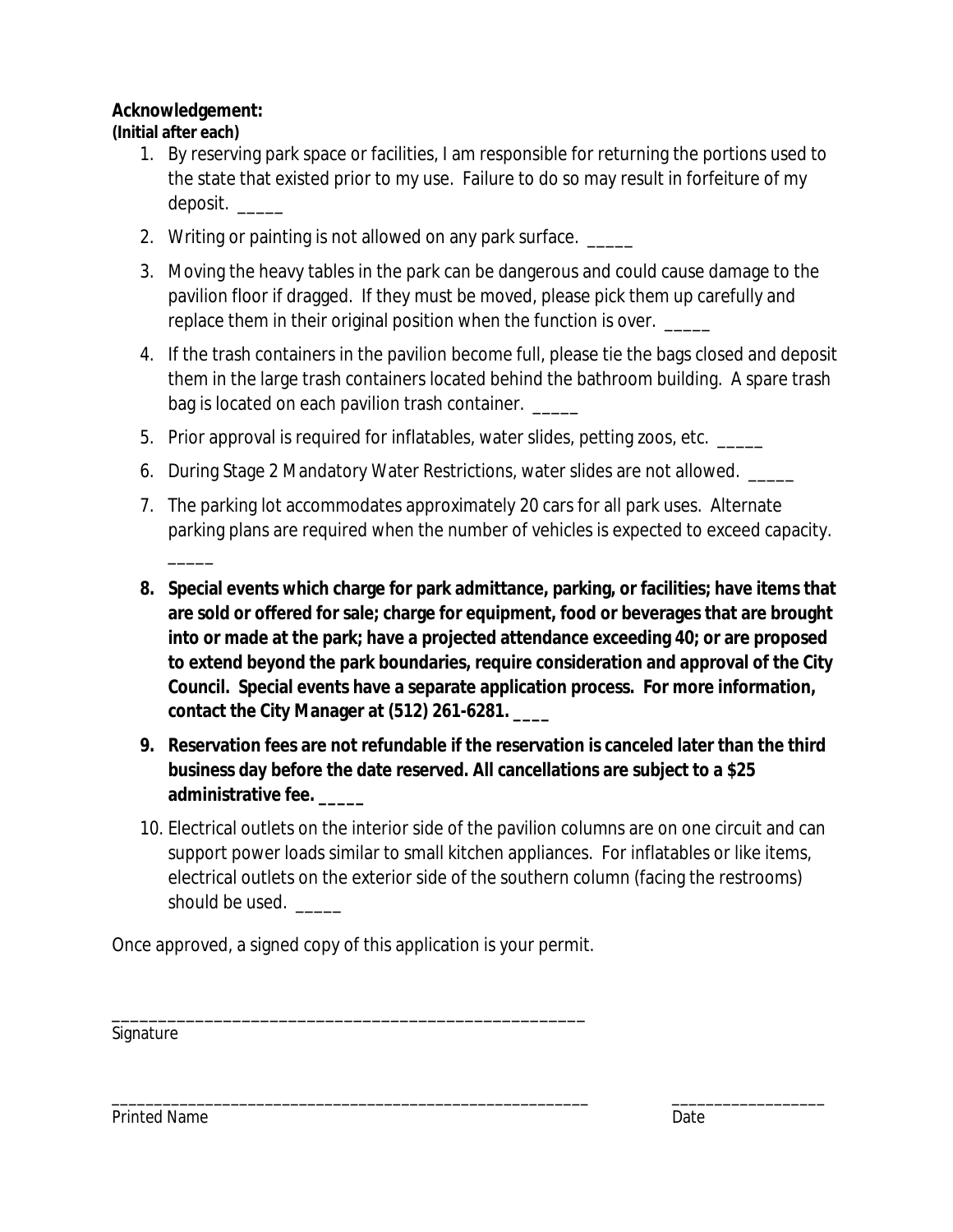**Acknowledgement:**
**(Initial after each)**

1. By reserving park space or facilities, I am responsible for returning the portions used to the state that existed prior to my use. Failure to do so may result in forfeiture of my deposit. _____
2. Writing or painting is not allowed on any park surface. _____
3. Moving the heavy tables in the park can be dangerous and could cause damage to the pavilion floor if dragged. If they must be moved, please pick them up carefully and replace them in their original position when the function is over. _____
4. If the trash containers in the pavilion become full, please tie the bags closed and deposit them in the large trash containers located behind the bathroom building. A spare trash bag is located on each pavilion trash container. _____
5. Prior approval is required for inflatables, water slides, petting zoos, etc. _____
6. During Stage 2 Mandatory Water Restrictions, water slides are not allowed. _____
7. The parking lot accommodates approximately 20 cars for all park uses. Alternate parking plans are required when the number of vehicles is expected to exceed capacity. _____
8. **Special events which charge for park admittance, parking, or facilities; have items that are sold or offered for sale; charge for equipment, food or beverages that are brought into or made at the park; have a projected attendance exceeding 40; or are proposed to extend beyond the park boundaries, require consideration and approval of the City Council. Special events have a separate application process. For more information, contact the City Manager at (512) 261-6281. ____**
9. **Reservation fees are not refundable if the reservation is canceled later than the third business day before the date reserved. All cancellations are subject to a $25 administrative fee. _____**
10. Electrical outlets on the interior side of the pavilion columns are on one circuit and can support power loads similar to small kitchen appliances. For inflatables or like items, electrical outlets on the exterior side of the southern column (facing the restrooms) should be used. _____

Once approved, a signed copy of this application is your permit.

____________________________________________________
Signature

____________________________________________________ ________________
Printed Name Date